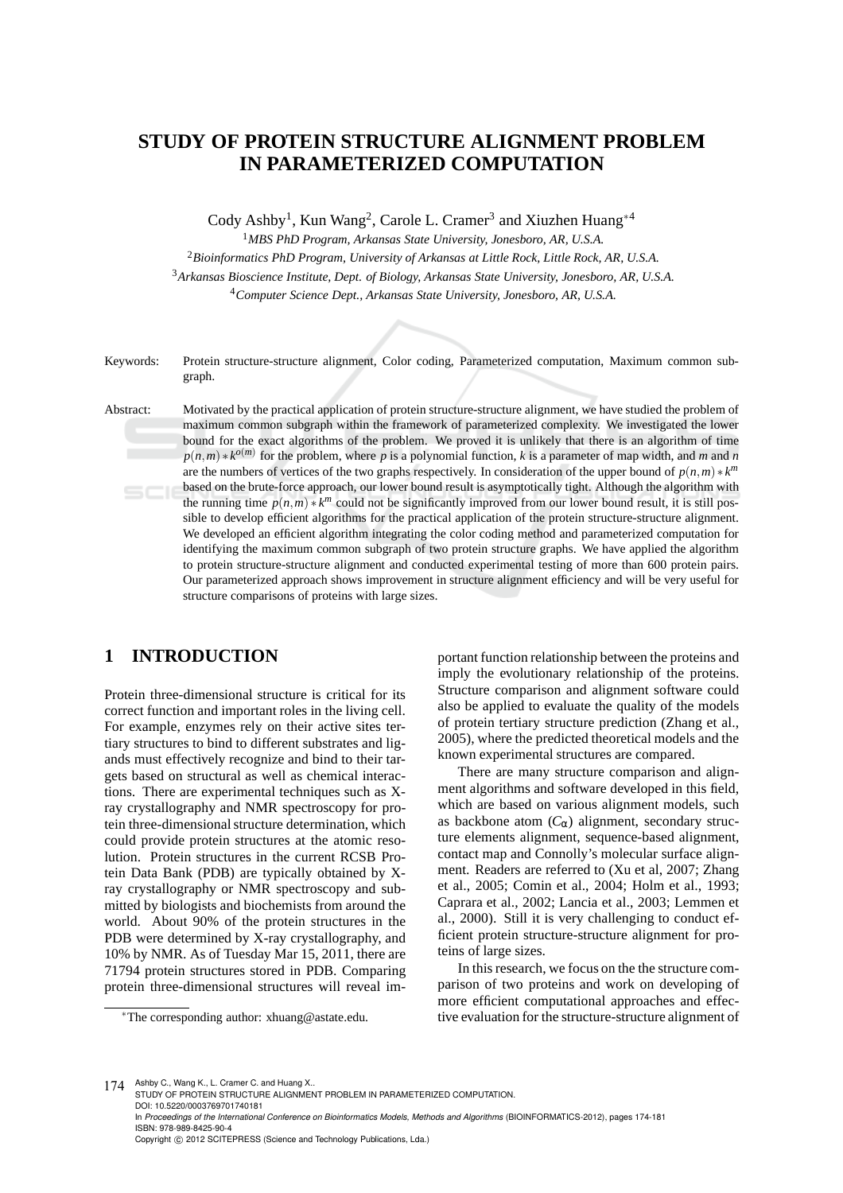# STUDY OF PROTEIN STRUCTURE ALIGNMENT PROBLEM IN PARAMETERIZED COMPUTATION

Cody Ashby[1], Kun Wang[2], Carole L. Cramer[3] and Xiuzhen Huang[*4]

[1]*MBS PhD Program, Arkansas State University, Jonesboro, AR, U.S.A.*

[2]*Bioinformatics PhD Program, University of Arkansas at Little Rock, Little Rock, AR, U.S.A.*

[3]*Arkansas Bioscience Institute, Dept. of Biology, Arkansas State University, Jonesboro, AR, U.S.A.*

[4]*Computer Science Dept., Arkansas State University, Jonesboro, AR, U.S.A.*

Keywords: Protein structure-structure alignment, Color coding, Parameterized computation, Maximum common subgraph.

Abstract: Motivated by the practical application of protein structure-structure alignment, we have studied the problem of maximum common subgraph within the framework of parameterized complexity. We investigated the lower bound for the exact algorithms of the problem. We proved it is unlikely that there is an algorithm of time $p(n,m) * k^{o(m)}$ for the problem, where $p$ is a polynomial function, $k$ is a parameter of map width, and $m$ and $n$ are the numbers of vertices of the two graphs respectively. In consideration of the upper bound of $p(n,m) * k^m$ based on the brute-force approach, our lower bound result is asymptotically tight. Although the algorithm with the running time $p(n,m) * k^m$ could not be significantly improved from our lower bound result, it is still possible to develop efficient algorithms for the practical application of the protein structure-structure alignment. We developed an efficient algorithm integrating the color coding method and parameterized computation for identifying the maximum common subgraph of two protein structure graphs. We have applied the algorithm to protein structure-structure alignment and conducted experimental testing of more than 600 protein pairs. Our parameterized approach shows improvement in structure alignment efficiency and will be very useful for structure comparisons of proteins with large sizes.

## 1 INTRODUCTION

Protein three-dimensional structure is critical for its correct function and important roles in the living cell. For example, enzymes rely on their active sites tertiary structures to bind to different substrates and ligands must effectively recognize and bind to their targets based on structural as well as chemical interactions. There are experimental techniques such as X-ray crystallography and NMR spectroscopy for protein three-dimensional structure determination, which could provide protein structures at the atomic resolution. Protein structures in the current RCSB Protein Data Bank (PDB) are typically obtained by X-ray crystallography or NMR spectroscopy and submitted by biologists and biochemists from around the world. About 90% of the protein structures in the PDB were determined by X-ray crystallography, and 10% by NMR. As of Tuesday Mar 15, 2011, there are 71794 protein structures stored in PDB. Comparing protein three-dimensional structures will reveal important function relationship between the proteins and imply the evolutionary relationship of the proteins. Structure comparison and alignment software could also be applied to evaluate the quality of the models of protein tertiary structure prediction (Zhang et al., 2005), where the predicted theoretical models and the known experimental structures are compared.

There are many structure comparison and alignment algorithms and software developed in this field, which are based on various alignment models, such as backbone atom ($C_\alpha$) alignment, secondary structure elements alignment, sequence-based alignment, contact map and Connolly's molecular surface alignment. Readers are referred to (Xu et al, 2007; Zhang et al., 2005; Comin et al., 2004; Holm et al., 1993; Caprara et al., 2002; Lancia et al., 2003; Lemmen et al., 2000). Still it is very challenging to conduct efficient protein structure-structure alignment for proteins of large sizes.

In this research, we focus on the the structure comparison of two proteins and work on developing of more efficient computational approaches and effective evaluation for the structure-structure alignment of

*The corresponding author: xhuang@astate.edu.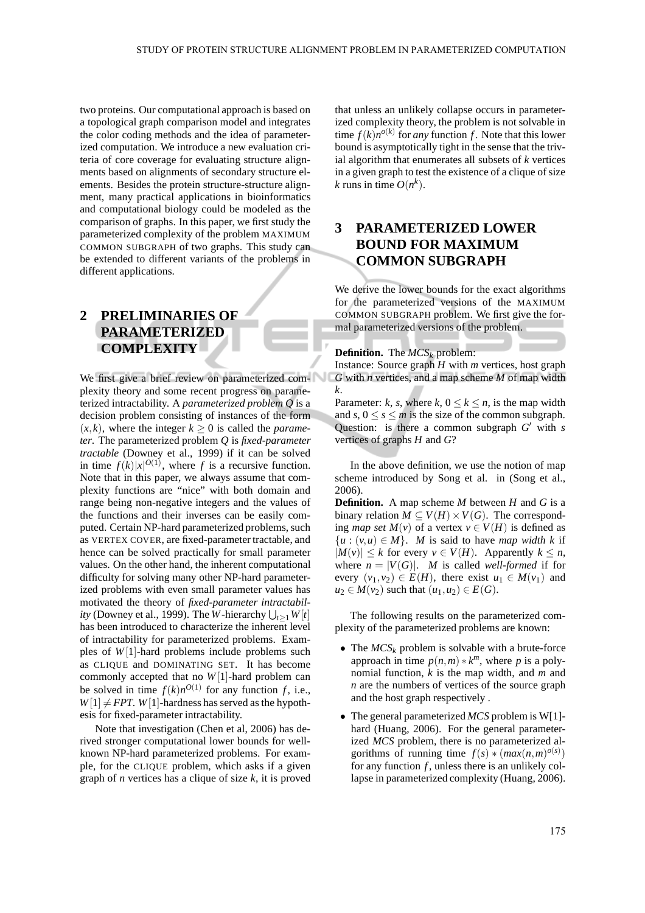two proteins. Our computational approach is based on a topological graph comparison model and integrates the color coding methods and the idea of parameterized computation. We introduce a new evaluation criteria of core coverage for evaluating structure alignments based on alignments of secondary structure elements. Besides the protein structure-structure alignment, many practical applications in bioinformatics and computational biology could be modeled as the comparison of graphs. In this paper, we first study the parameterized complexity of the problem MAXIMUM COMMON SUBGRAPH of two graphs. This study can be extended to different variants of the problems in different applications.

## 2 PRELIMINARIES OF PARAMETERIZED COMPLEXITY

We first give a brief review on parameterized complexity theory and some recent progress on parameterized intractability. A *parameterized problem Q* is a decision problem consisting of instances of the form $(x, k)$, where the integer $k \geq 0$ is called the *parameter*. The parameterized problem $Q$ is *fixed-parameter tractable* (Downey et al., 1999) if it can be solved in time $f(k)|x|^{O(1)}$, where $f$ is a recursive function. Note that in this paper, we always assume that complexity functions are "nice" with both domain and range being non-negative integers and the values of the functions and their inverses can be easily computed. Certain NP-hard parameterized problems, such as VERTEX COVER, are fixed-parameter tractable, and hence can be solved practically for small parameter values. On the other hand, the inherent computational difficulty for solving many other NP-hard parameterized problems with even small parameter values has motivated the theory of *fixed-parameter intractability* (Downey et al., 1999). The $W$-hierarchy $\bigcup_{t \geq 1} W[t]$ has been introduced to characterize the inherent level of intractability for parameterized problems. Examples of $W[1]$-hard problems include problems such as CLIQUE and DOMINATING SET. It has become commonly accepted that no $W[1]$-hard problem can be solved in time $f(k)n^{O(1)}$ for any function $f$, i.e., $W[1] \neq FPT$. $W[1]$-hardness has served as the hypothesis for fixed-parameter intractability.

Note that investigation (Chen et al, 2006) has derived stronger computational lower bounds for well-known NP-hard parameterized problems. For example, for the CLIQUE problem, which asks if a given graph of $n$ vertices has a clique of size $k$, it is proved that unless an unlikely collapse occurs in parameterized complexity theory, the problem is not solvable in time $f(k)n^{o(k)}$ for *any* function $f$. Note that this lower bound is asymptotically tight in the sense that the trivial algorithm that enumerates all subsets of $k$ vertices in a given graph to test the existence of a clique of size $k$ runs in time $O(n^k)$.

## 3 PARAMETERIZED LOWER BOUND FOR MAXIMUM COMMON SUBGRAPH

We derive the lower bounds for the exact algorithms for the parameterized versions of the MAXIMUM COMMON SUBGRAPH problem. We first give the formal parameterized versions of the problem.

**Definition.** The $MCS_k$ problem:
Instance: Source graph $H$ with $m$ vertices, host graph $G$ with $n$ vertices, and a map scheme $M$ of map width $k$.
Parameter: $k$, $s$, where $k$, $0 \leq k \leq n$, is the map width and $s$, $0 \leq s \leq m$ is the size of the common subgraph.
Question: is there a common subgraph $G'$ with $s$ vertices of graphs $H$ and $G$?

In the above definition, we use the notion of map scheme introduced by Song et al. in (Song et al., 2006).

**Definition.** A map scheme $M$ between $H$ and $G$ is a binary relation $M \subseteq V(H) \times V(G)$. The corresponding *map set* $M(v)$ of a vertex $v \in V(H)$ is defined as $\{u : (v,u) \in M\}$. $M$ is said to have *map width k* if $|M(v)| \leq k$ for every $v \in V(H)$. Apparently $k \leq n$, where $n = |V(G)|$. $M$ is called *well-formed* if for every $(v_1, v_2) \in E(H)$, there exist $u_1 \in M(v_1)$ and $u_2 \in M(v_2)$ such that $(u_1, u_2) \in E(G)$.

The following results on the parameterized complexity of the parameterized problems are known:

- The $MCS_k$ problem is solvable with a brute-force approach in time $p(n,m) * k^m$, where $p$ is a polynomial function, $k$ is the map width, and $m$ and $n$ are the numbers of vertices of the source graph and the host graph respectively .
- The general parameterized *MCS* problem is W[1]-hard (Huang, 2006). For the general parameterized *MCS* problem, there is no parameterized algorithms of running time $f(s) * (max(n,m)^{o(s)})$ for any function $f$, unless there is an unlikely collapse in parameterized complexity (Huang, 2006).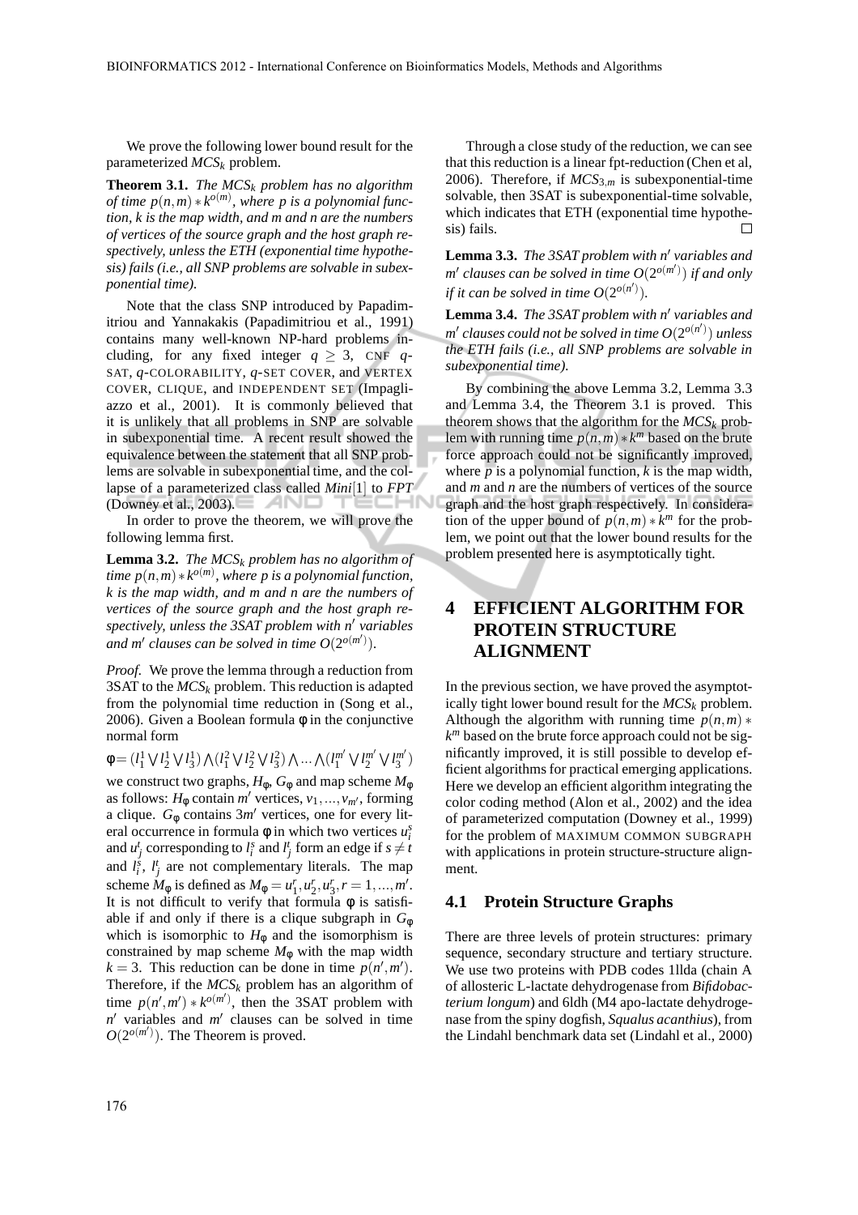We prove the following lower bound result for the parameterized $MCS_k$ problem.

**Theorem 3.1.** *The $MCS_k$ problem has no algorithm of time $p(n,m) * k^{o(m)}$, where $p$ is a polynomial function, $k$ is the map width, and $m$ and $n$ are the numbers of vertices of the source graph and the host graph respectively, unless the ETH (exponential time hypothesis) fails (i.e., all SNP problems are solvable in subexponential time).*

Note that the class SNP introduced by Papadimitriou and Yannakakis (Papadimitriou et al., 1991) contains many well-known NP-hard problems including, for any fixed integer $q \geq 3$, CNF $q$-SAT, $q$-COLORABILITY, $q$-SET COVER, and VERTEX COVER, CLIQUE, and INDEPENDENT SET (Impagliazzo et al., 2001). It is commonly believed that it is unlikely that all problems in SNP are solvable in subexponential time. A recent result showed the equivalence between the statement that all SNP problems are solvable in subexponential time, and the collapse of a parameterized class called *Mini*[1] to *FPT* (Downey et al., 2003).

In order to prove the theorem, we will prove the following lemma first.

**Lemma 3.2.** *The $MCS_k$ problem has no algorithm of time $p(n,m) * k^{o(m)}$, where $p$ is a polynomial function, $k$ is the map width, and $m$ and $n$ are the numbers of vertices of the source graph and the host graph respectively, unless the 3SAT problem with $n'$ variables and $m'$ clauses can be solved in time $O(2^{o(m')})$.*

*Proof.* We prove the lemma through a reduction from 3SAT to the $MCS_k$ problem. This reduction is adapted from the polynomial time reduction in (Song et al., 2006). Given a Boolean formula $\phi$ in the conjunctive normal form

$\phi = (l_1^1 \vee l_2^1 \vee l_3^1) \wedge (l_1^2 \vee l_2^2 \vee l_3^2) \wedge \dots \wedge (l_1^{m'} \vee l_2^{m'} \vee l_3^{m'})$

we construct two graphs, $H_\phi$, $G_\phi$ and map scheme $M_\phi$ as follows: $H_\phi$ contain $m'$ vertices, $v_1, \dots, v_{m'}$, forming a clique. $G_\phi$ contains $3m'$ vertices, one for every literal occurrence in formula $\phi$ in which two vertices $u_i^s$ and $u_j^t$ corresponding to $l_i^s$ and $l_j^t$ form an edge if $s \neq t$ and $l_i^s$, $l_j^t$ are not complementary literals. The map scheme $M_\phi$ is defined as $M_\phi = u_1^r, u_2^r, u_3^r, r = 1, \dots, m'$. It is not difficult to verify that formula $\phi$ is satisfiable if and only if there is a clique subgraph in $G_\phi$ which is isomorphic to $H_\phi$ and the isomorphism is constrained by map scheme $M_\phi$ with the map width $k = 3$. This reduction can be done in time $p(n', m')$. Therefore, if the $MCS_k$ problem has an algorithm of time $p(n', m') * k^{o(m')}$, then the 3SAT problem with $n'$ variables and $m'$ clauses can be solved in time $O(2^{o(m')})$. The Theorem is proved.

Through a close study of the reduction, we can see that this reduction is a linear fpt-reduction (Chen et al, 2006). Therefore, if $MCS_{3,m}$ is subexponential-time solvable, then 3SAT is subexponential-time solvable, which indicates that ETH (exponential time hypothesis) fails. □

**Lemma 3.3.** *The 3SAT problem with $n'$ variables and $m'$ clauses can be solved in time $O(2^{o(m')})$ if and only if it can be solved in time $O(2^{o(n')})$.*

**Lemma 3.4.** *The 3SAT problem with $n'$ variables and $m'$ clauses could not be solved in time $O(2^{o(n')})$ unless the ETH fails (i.e., all SNP problems are solvable in subexponential time).*

By combining the above Lemma 3.2, Lemma 3.3 and Lemma 3.4, the Theorem 3.1 is proved. This theorem shows that the algorithm for the $MCS_k$ problem with running time $p(n,m) * k^m$ based on the brute force approach could not be significantly improved, where $p$ is a polynomial function, $k$ is the map width, and $m$ and $n$ are the numbers of vertices of the source graph and the host graph respectively. In consideration of the upper bound of $p(n,m) * k^m$ for the problem, we point out that the lower bound results for the problem presented here is asymptotically tight.

# 4 EFFICIENT ALGORITHM FOR PROTEIN STRUCTURE ALIGNMENT

In the previous section, we have proved the asymptotically tight lower bound result for the $MCS_k$ problem. Although the algorithm with running time $p(n,m) * k^m$ based on the brute force approach could not be significantly improved, it is still possible to develop efficient algorithms for practical emerging applications. Here we develop an efficient algorithm integrating the color coding method (Alon et al., 2002) and the idea of parameterized computation (Downey et al., 1999) for the problem of MAXIMUM COMMON SUBGRAPH with applications in protein structure-structure alignment.

## 4.1 Protein Structure Graphs

There are three levels of protein structures: primary sequence, secondary structure and tertiary structure. We use two proteins with PDB codes 1llda (chain A of allosteric L-lactate dehydrogenase from *Bifidobacterium longum*) and 6ldh (M4 apo-lactate dehydrogenase from the spiny dogfish, *Squalus acanthius*), from the Lindahl benchmark data set (Lindahl et al., 2000)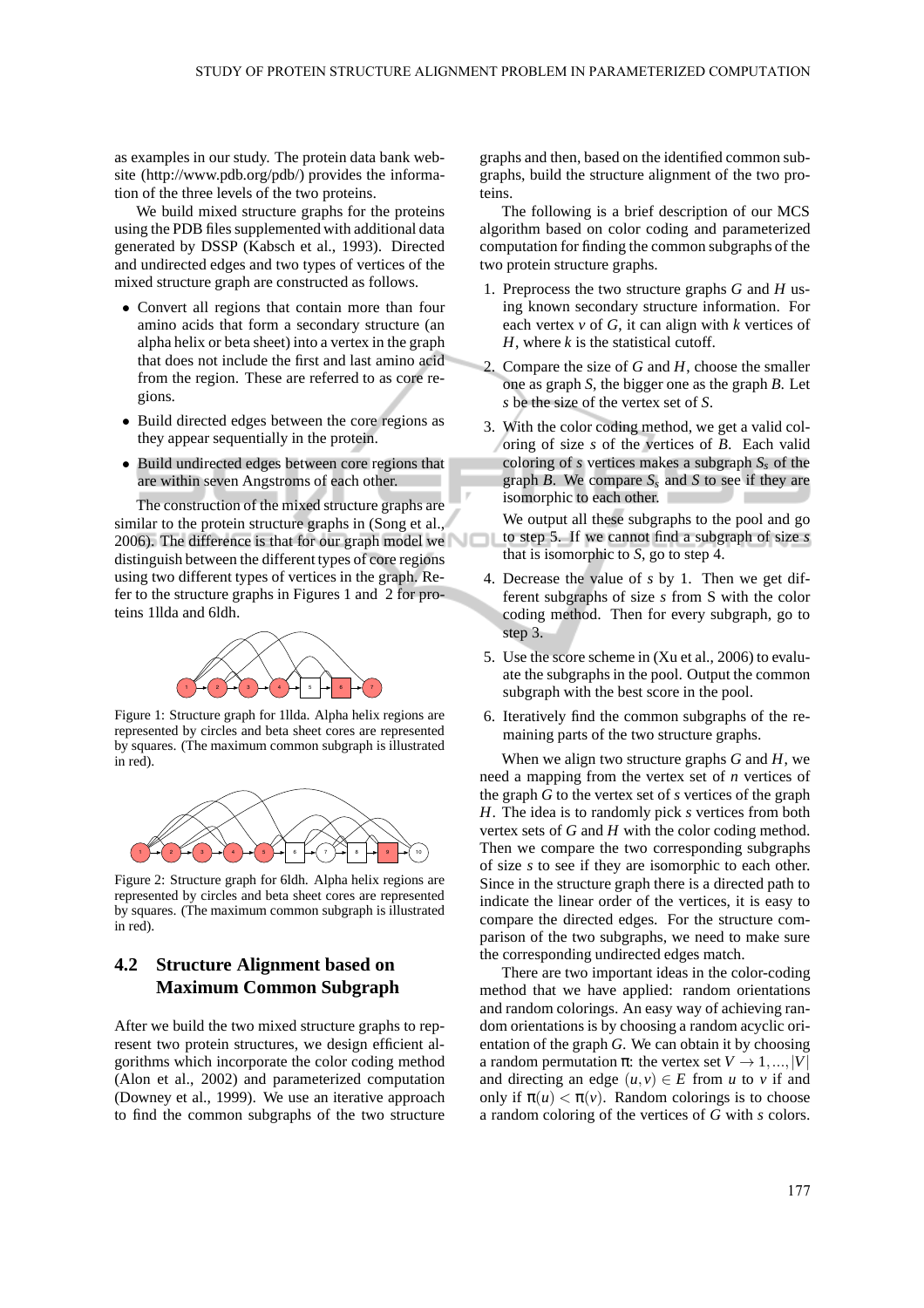as examples in our study. The protein data bank website (http://www.pdb.org/pdb/) provides the information of the three levels of the two proteins.

We build mixed structure graphs for the proteins using the PDB files supplemented with additional data generated by DSSP (Kabsch et al., 1993). Directed and undirected edges and two types of vertices of the mixed structure graph are constructed as follows.

- Convert all regions that contain more than four amino acids that form a secondary structure (an alpha helix or beta sheet) into a vertex in the graph that does not include the first and last amino acid from the region. These are referred to as core regions.
- Build directed edges between the core regions as they appear sequentially in the protein.
- Build undirected edges between core regions that are within seven Angstroms of each other.

The construction of the mixed structure graphs are similar to the protein structure graphs in (Song et al., 2006). The difference is that for our graph model we distinguish between the different types of core regions using two different types of vertices in the graph. Refer to the structure graphs in Figures 1 and 2 for proteins 1llda and 6ldh.

Figure 1: Structure graph for 1llda. Alpha helix regions are represented by circles and beta sheet cores are represented by squares. (The maximum common subgraph is illustrated in red).

Figure 2: Structure graph for 6ldh. Alpha helix regions are represented by circles and beta sheet cores are represented by squares. (The maximum common subgraph is illustrated in red).

## 4.2 Structure Alignment based on Maximum Common Subgraph

After we build the two mixed structure graphs to represent two protein structures, we design efficient algorithms which incorporate the color coding method (Alon et al., 2002) and parameterized computation (Downey et al., 1999). We use an iterative approach to find the common subgraphs of the two structure graphs and then, based on the identified common subgraphs, build the structure alignment of the two proteins.

The following is a brief description of our MCS algorithm based on color coding and parameterized computation for finding the common subgraphs of the two protein structure graphs.

1. Preprocess the two structure graphs $G$ and $H$ using known secondary structure information. For each vertex $v$ of $G$, it can align with $k$ vertices of $H$, where $k$ is the statistical cutoff.
2. Compare the size of $G$ and $H$, choose the smaller one as graph $S$, the bigger one as the graph $B$. Let $s$ be the size of the vertex set of $S$.
3. With the color coding method, we get a valid coloring of size $s$ of the vertices of $B$. Each valid coloring of $s$ vertices makes a subgraph $S_s$ of the graph $B$. We compare $S_s$ and $S$ to see if they are isomorphic to each other.

   We output all these subgraphs to the pool and go to step 5. If we cannot find a subgraph of size $s$ that is isomorphic to $S$, go to step 4.
4. Decrease the value of $s$ by 1. Then we get different subgraphs of size $s$ from S with the color coding method. Then for every subgraph, go to step 3.
5. Use the score scheme in (Xu et al., 2006) to evaluate the subgraphs in the pool. Output the common subgraph with the best score in the pool.
6. Iteratively find the common subgraphs of the remaining parts of the two structure graphs.

When we align two structure graphs $G$ and $H$, we need a mapping from the vertex set of $n$ vertices of the graph $G$ to the vertex set of $s$ vertices of the graph $H$. The idea is to randomly pick $s$ vertices from both vertex sets of $G$ and $H$ with the color coding method. Then we compare the two corresponding subgraphs of size $s$ to see if they are isomorphic to each other. Since in the structure graph there is a directed path to indicate the linear order of the vertices, it is easy to compare the directed edges. For the structure comparison of the two subgraphs, we need to make sure the corresponding undirected edges match.

There are two important ideas in the color-coding method that we have applied: random orientations and random colorings. An easy way of achieving random orientations is by choosing a random acyclic orientation of the graph $G$. We can obtain it by choosing a random permutation $\pi$: the vertex set $V \rightarrow 1, ..., |V|$ and directing an edge $(u, v) \in E$ from $u$ to $v$ if and only if $\pi(u) < \pi(v)$. Random colorings is to choose a random coloring of the vertices of $G$ with $s$ colors.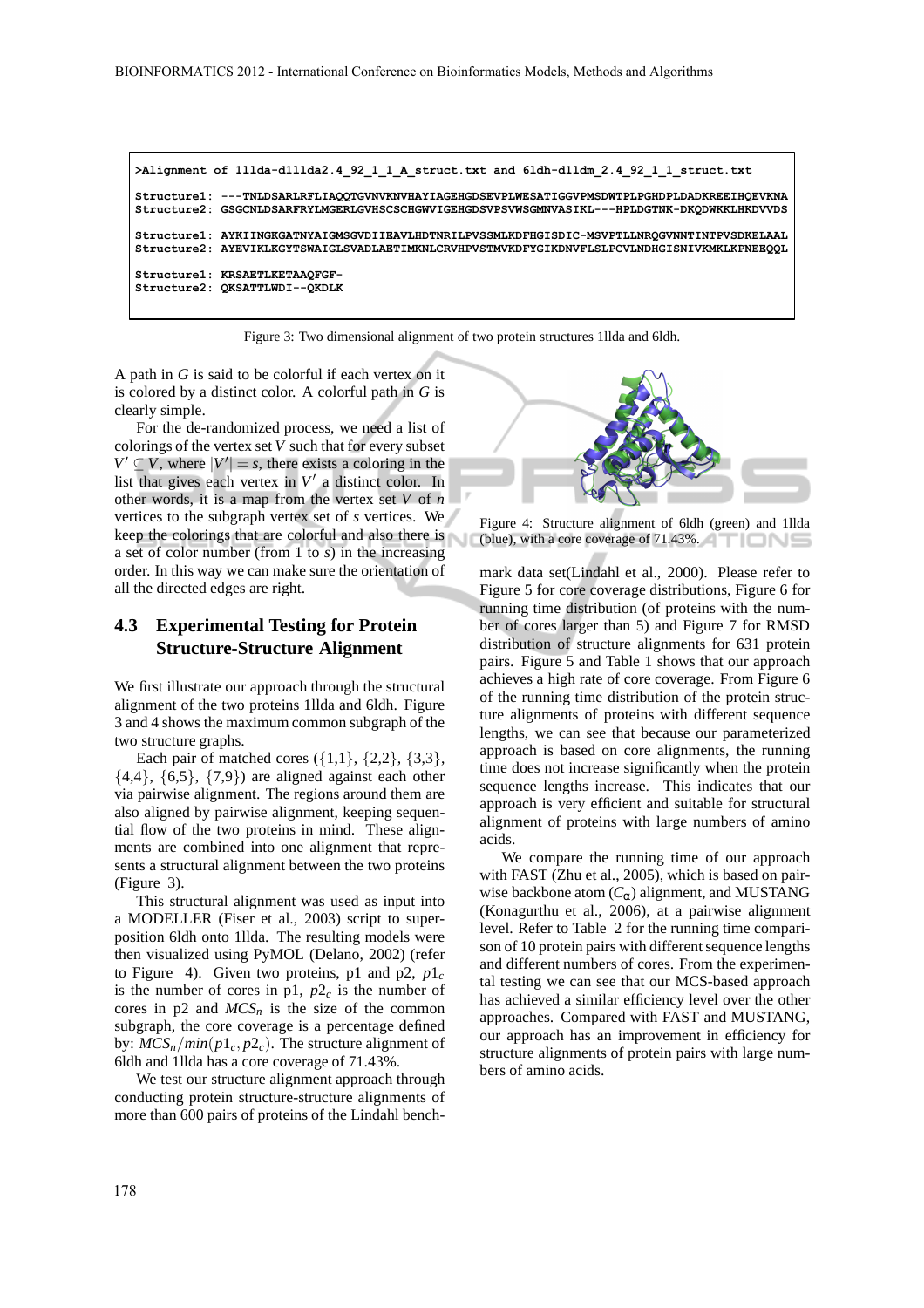```
>Alignment of 1llda-d1llda2.4_92_1_1_A_struct.txt and 6ldh-d1ldm_2.4_92_1_1_struct.txt

Structure1: ---TNLDSARLRFLIAQQTGVNVKNVHAYIAGEHGDSEVPLWESATIGGVPMSDWTPLPGHDPLDADKREEIHQEVKNA
Structure2: GSGCNLDSARFRYLMGERLGVHSCSCHGWVIGEHGDSVPSVWSGMNVASIKL---HPLDGTNK-DKQDWKKLHKDVVDS

Structure1: AYKIINGKGATNYAIGMSGVDIIEAVLHDTNRILPVSSMLKDFHGISDIC-MSVPTLLNRQGVNNTINTPVSDKELAAL
Structure2: AYEVIKLKGYTSWAIGLSVADLAETIMKNLCRVHPVSTMVKDFYGIKDNVFLSLPCVLNDHGISNIVKMKLKPNEEQQL

Structure1: KRSAETLKETAAQFGF-
Structure2: QKSATTLWDI--QKDLK
```

Figure 3: Two dimensional alignment of two protein structures 1llda and 6ldh.

A path in $G$ is said to be colorful if each vertex on it is colored by a distinct color. A colorful path in $G$ is clearly simple.

For the de-randomized process, we need a list of colorings of the vertex set $V$ such that for every subset $V' \subseteq V$, where $|V'| = s$, there exists a coloring in the list that gives each vertex in $V'$ a distinct color. In other words, it is a map from the vertex set $V$ of $n$ vertices to the subgraph vertex set of $s$ vertices. We keep the colorings that are colorful and also there is a set of color number (from 1 to $s$) in the increasing order. In this way we can make sure the orientation of all the directed edges are right.

### 4.3 Experimental Testing for Protein Structure-Structure Alignment

We first illustrate our approach through the structural alignment of the two proteins 1llda and 6ldh. Figure 3 and 4 shows the maximum common subgraph of the two structure graphs.

Each pair of matched cores ({1,1}, {2,2}, {3,3}, {4,4}, {6,5}, {7,9}) are aligned against each other via pairwise alignment. The regions around them are also aligned by pairwise alignment, keeping sequential flow of the two proteins in mind. These alignments are combined into one alignment that represents a structural alignment between the two proteins (Figure 3).

This structural alignment was used as input into a MODELLER (Fiser et al., 2003) script to superposition 6ldh onto 1llda. The resulting models were then visualized using PyMOL (Delano, 2002) (refer to Figure 4). Given two proteins, p1 and p2, $p1_c$ is the number of cores in p1, $p2_c$ is the number of cores in p2 and $MCS_n$ is the size of the common subgraph, the core coverage is a percentage defined by: $MCS_n/min(p1_c, p2_c)$. The structure alignment of 6ldh and 1llda has a core coverage of 71.43%.

We test our structure alignment approach through conducting protein structure-structure alignments of more than 600 pairs of proteins of the Lindahl benchmark data set(Lindahl et al., 2000). Please refer to Figure 5 for core coverage distributions, Figure 6 for running time distribution (of proteins with the number of cores larger than 5) and Figure 7 for RMSD distribution of structure alignments for 631 protein pairs. Figure 5 and Table 1 shows that our approach achieves a high rate of core coverage. From Figure 6 of the running time distribution of the protein structure alignments of proteins with different sequence lengths, we can see that because our parameterized approach is based on core alignments, the running time does not increase significantly when the protein sequence lengths increase. This indicates that our approach is very efficient and suitable for structural alignment of proteins with large numbers of amino acids.

Figure 4: Structure alignment of 6ldh (green) and 1llda (blue), with a core coverage of 71.43%.

We compare the running time of our approach with FAST (Zhu et al., 2005), which is based on pairwise backbone atom ($C_\alpha$) alignment, and MUSTANG (Konagurthu et al., 2006), at a pairwise alignment level. Refer to Table 2 for the running time comparison of 10 protein pairs with different sequence lengths and different numbers of cores. From the experimental testing we can see that our MCS-based approach has achieved a similar efficiency level over the other approaches. Compared with FAST and MUSTANG, our approach has an improvement in efficiency for structure alignments of protein pairs with large numbers of amino acids.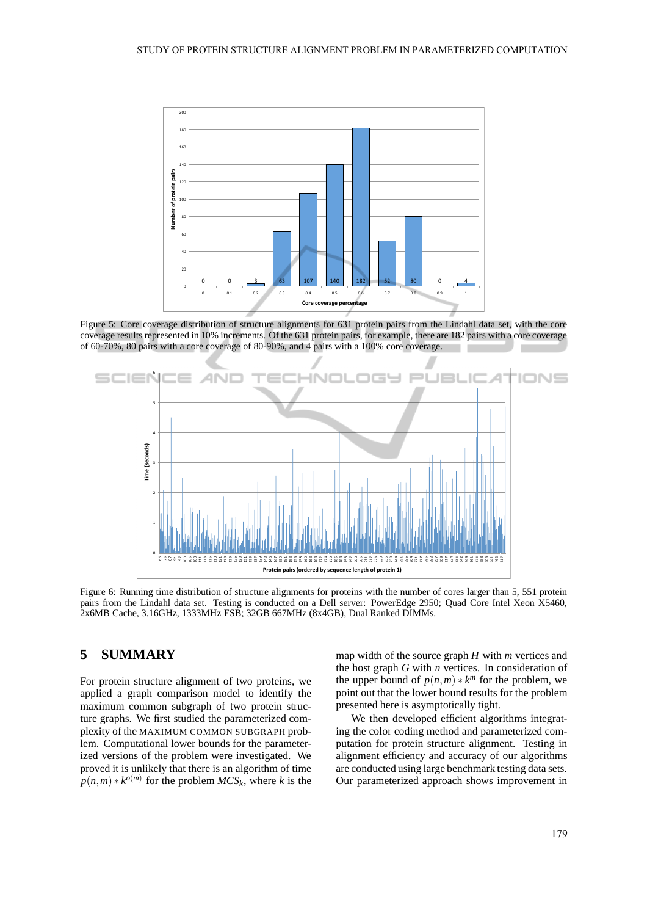Figure 5: Core coverage distribution of structure alignments for 631 protein pairs from the Lindahl data set, with the core coverage results represented in 10% increments. Of the 631 protein pairs, for example, there are 182 pairs with a core coverage of 60-70%, 80 pairs with a core coverage of 80-90%, and 4 pairs with a 100% core coverage.

Figure 6: Running time distribution of structure alignments for proteins with the number of cores larger than 5, 551 protein pairs from the Lindahl data set. Testing is conducted on a Dell server: PowerEdge 2950; Quad Core Intel Xeon X5460, 2x6MB Cache, 3.16GHz, 1333MHz FSB; 32GB 667MHz (8x4GB), Dual Ranked DIMMs.

## 5 SUMMARY

For protein structure alignment of two proteins, we applied a graph comparison model to identify the maximum common subgraph of two protein structure graphs. We first studied the parameterized complexity of the MAXIMUM COMMON SUBGRAPH problem. Computational lower bounds for the parameterized versions of the problem were investigated. We proved it is unlikely that there is an algorithm of time $p(n,m) * k^{o(m)}$ for the problem $MCS_k$, where $k$ is the map width of the source graph $H$ with $m$ vertices and the host graph $G$ with $n$ vertices. In consideration of the upper bound of $p(n,m) * k^m$ for the problem, we point out that the lower bound results for the problem presented here is asymptotically tight.

We then developed efficient algorithms integrating the color coding method and parameterized computation for protein structure alignment. Testing in alignment efficiency and accuracy of our algorithms are conducted using large benchmark testing data sets. Our parameterized approach shows improvement in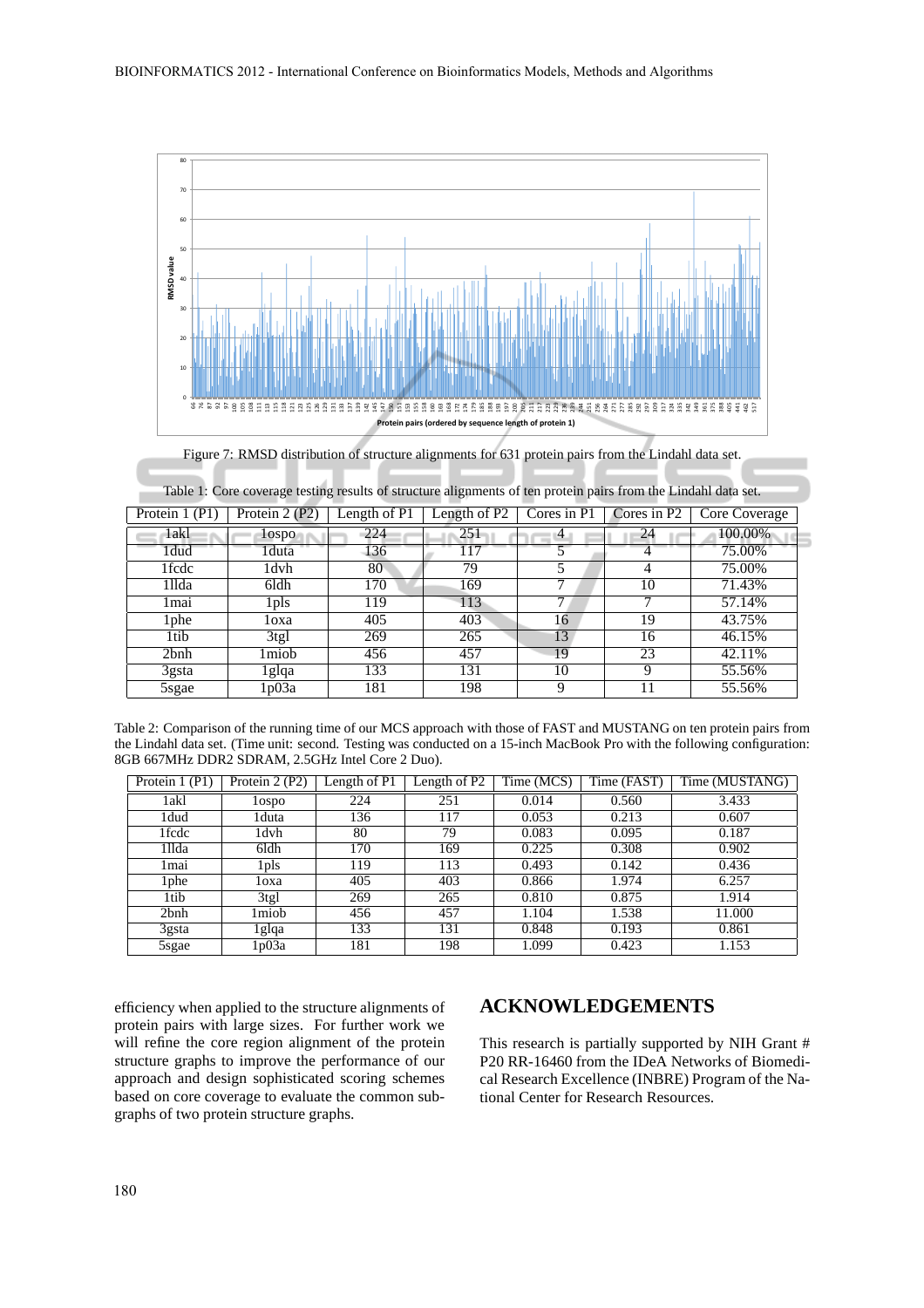Figure 7: RMSD distribution of structure alignments for 631 protein pairs from the Lindahl data set.

Table 1: Core coverage testing results of structure alignments of ten protein pairs from the Lindahl data set.

| Protein 1 (P1) | Protein 2 (P2) | Length of P1 | Length of P2 | Cores in P1 | Cores in P2 | Core Coverage |
|---|---|---|---|---|---|---|
| 1akl | 1ospo | 224 | 251 | 4 | 24 | 100.00% |
| 1dud | 1duta | 136 | 117 | 5 | 4 | 75.00% |
| 1fcdc | 1dvh | 80 | 79 | 5 | 4 | 75.00% |
| 1llda | 6ldh | 170 | 169 | 7 | 10 | 71.43% |
| 1mai | 1pls | 119 | 113 | 7 | 7 | 57.14% |
| 1phe | 1oxa | 405 | 403 | 16 | 19 | 43.75% |
| 1tib | 3tgl | 269 | 265 | 13 | 16 | 46.15% |
| 2bnh | 1miob | 456 | 457 | 19 | 23 | 42.11% |
| 3gsta | 1glqa | 133 | 131 | 10 | 9 | 55.56% |
| 5sgae | 1p03a | 181 | 198 | 9 | 11 | 55.56% |

Table 2: Comparison of the running time of our MCS approach with those of FAST and MUSTANG on ten protein pairs from the Lindahl data set. (Time unit: second. Testing was conducted on a 15-inch MacBook Pro with the following configuration: 8GB 667MHz DDR2 SDRAM, 2.5GHz Intel Core 2 Duo).

| Protein 1 (P1) | Protein 2 (P2) | Length of P1 | Length of P2 | Time (MCS) | Time (FAST) | Time (MUSTANG) |
|---|---|---|---|---|---|---|
| 1akl | 1ospo | 224 | 251 | 0.014 | 0.560 | 3.433 |
| 1dud | 1duta | 136 | 117 | 0.053 | 0.213 | 0.607 |
| 1fcdc | 1dvh | 80 | 79 | 0.083 | 0.095 | 0.187 |
| 1llda | 6ldh | 170 | 169 | 0.225 | 0.308 | 0.902 |
| 1mai | 1pls | 119 | 113 | 0.493 | 0.142 | 0.436 |
| 1phe | 1oxa | 405 | 403 | 0.866 | 1.974 | 6.257 |
| 1tib | 3tgl | 269 | 265 | 0.810 | 0.875 | 1.914 |
| 2bnh | 1miob | 456 | 457 | 1.104 | 1.538 | 11.000 |
| 3gsta | 1glqa | 133 | 131 | 0.848 | 0.193 | 0.861 |
| 5sgae | 1p03a | 181 | 198 | 1.099 | 0.423 | 1.153 |

efficiency when applied to the structure alignments of protein pairs with large sizes. For further work we will refine the core region alignment of the protein structure graphs to improve the performance of our approach and design sophisticated scoring schemes based on core coverage to evaluate the common subgraphs of two protein structure graphs.

## ACKNOWLEDGEMENTS

This research is partially supported by NIH Grant # P20 RR-16460 from the IDeA Networks of Biomedical Research Excellence (INBRE) Program of the National Center for Research Resources.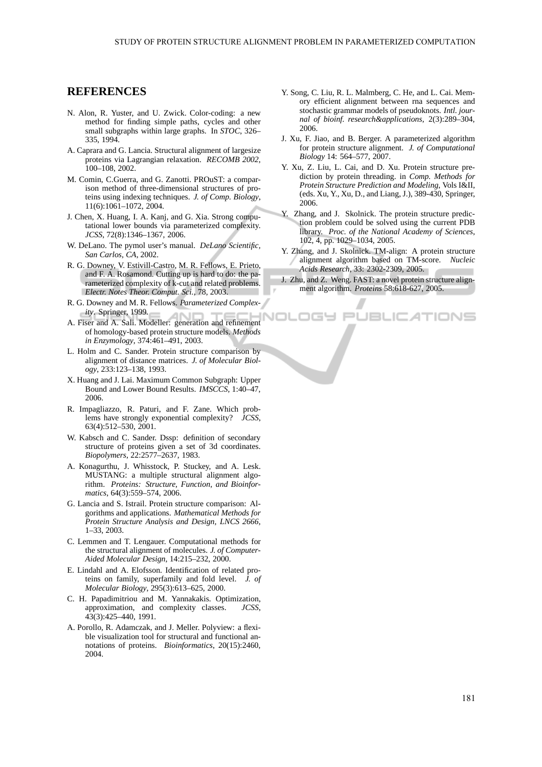## REFERENCES

N. Alon, R. Yuster, and U. Zwick. Color-coding: a new method for finding simple paths, cycles and other small subgraphs within large graphs. In *STOC*, 326–335, 1994.

A. Caprara and G. Lancia. Structural alignment of largesize proteins via Lagrangian relaxation. *RECOMB 2002*, 100–108, 2002.

M. Comin, C.Guerra, and G. Zanotti. PROuST: a comparison method of three-dimensional structures of proteins using indexing techniques. *J. of Comp. Biology*, 11(6):1061–1072, 2004.

J. Chen, X. Huang, I. A. Kanj, and G. Xia. Strong computational lower bounds via parameterized complexity. *JCSS*, 72(8):1346–1367, 2006.

W. DeLano. The pymol user's manual. *DeLano Scientific, San Carlos, CA*, 2002.

R. G. Downey, V. Estivill-Castro, M. R. Fellows, E. Prieto, and F. A. Rosamond. Cutting up is hard to do: the parameterized complexity of k-cut and related problems. *Electr. Notes Theor. Comput. Sci.*, 78, 2003.

R. G. Downey and M. R. Fellows. *Parameterized Complexity*. Springer, 1999.

A. Fiser and A. Sali. Modeller: generation and refinement of homology-based protein structure models. *Methods in Enzymology*, 374:461–491, 2003.

L. Holm and C. Sander. Protein structure comparison by alignment of distance matrices. *J. of Molecular Biology*, 233:123–138, 1993.

X. Huang and J. Lai. Maximum Common Subgraph: Upper Bound and Lower Bound Results. *IMSCCS*, 1:40–47, 2006.

R. Impagliazzo, R. Paturi, and F. Zane. Which problems have strongly exponential complexity? *JCSS*, 63(4):512–530, 2001.

W. Kabsch and C. Sander. Dssp: definition of secondary structure of proteins given a set of 3d coordinates. *Biopolymers*, 22:2577–2637, 1983.

A. Konagurthu, J. Whisstock, P. Stuckey, and A. Lesk. MUSTANG: a multiple structural alignment algorithm. *Proteins: Structure, Function, and Bioinformatics*, 64(3):559–574, 2006.

G. Lancia and S. Istrail. Protein structure comparison: Algorithms and applications. *Mathematical Methods for Protein Structure Analysis and Design, LNCS 2666*, 1–33, 2003.

C. Lemmen and T. Lengauer. Computational methods for the structural alignment of molecules. *J. of Computer-Aided Molecular Design*, 14:215–232, 2000.

E. Lindahl and A. Elofsson. Identification of related proteins on family, superfamily and fold level. *J. of Molecular Biology*, 295(3):613–625, 2000.

C. H. Papadimitriou and M. Yannakakis. Optimization, approximation, and complexity classes. *JCSS*, 43(3):425–440, 1991.

A. Porollo, R. Adamczak, and J. Meller. Polyview: a flexible visualization tool for structural and functional annotations of proteins. *Bioinformatics*, 20(15):2460, 2004.

Y. Song, C. Liu, R. L. Malmberg, C. He, and L. Cai. Memory efficient alignment between rna sequences and stochastic grammar models of pseudoknots. *Intl. journal of bioinf. research&applications*, 2(3):289–304, 2006.

J. Xu, F. Jiao, and B. Berger. A parameterized algorithm for protein structure alignment. *J. of Computational Biology* 14: 564–577, 2007.

Y. Xu, Z. Liu, L. Cai, and D. Xu. Protein structure prediction by protein threading. in *Comp. Methods for Protein Structure Prediction and Modeling*, Vols I&II, (eds. Xu, Y., Xu, D., and Liang, J.), 389-430, Springer, 2006.

Y. Zhang, and J. Skolnick. The protein structure prediction problem could be solved using the current PDB library. *Proc. of the National Academy of Sciences*, 102, 4, pp. 1029–1034, 2005.

Y. Zhang, and J. Skolnick. TM-align: A protein structure alignment algorithm based on TM-score. *Nucleic Acids Research*, 33: 2302-2309, 2005.

J. Zhu, and Z. Weng. FAST: a novel protein structure alignment algorithm. *Proteins* 58:618-627, 2005.